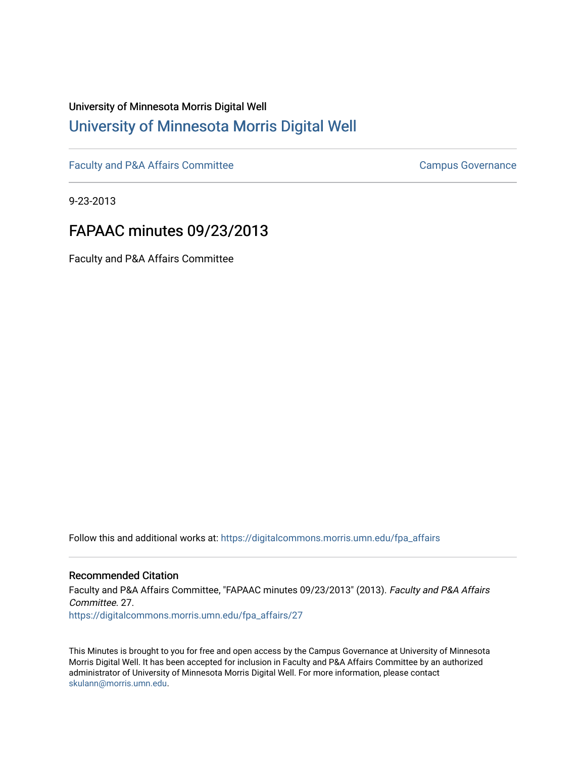University of Minnesota Morris Digital Well

# University of Minnesota Morris Digital Well

Faculty and P&A Affairs Committee

Campus Governance

9-23-2013

## FAPAAC minutes 09/23/2013

Faculty and P&A Affairs Committee

Follow this and additional works at: https://digitalcommons.morris.umn.edu/fpa_affairs

### Recommended Citation

Faculty and P&A Affairs Committee, "FAPAAC minutes 09/23/2013" (2013). *Faculty and P&A Affairs Committee*. 27.
https://digitalcommons.morris.umn.edu/fpa_affairs/27

This Minutes is brought to you for free and open access by the Campus Governance at University of Minnesota Morris Digital Well. It has been accepted for inclusion in Faculty and P&A Affairs Committee by an authorized administrator of University of Minnesota Morris Digital Well. For more information, please contact skulann@morris.umn.edu.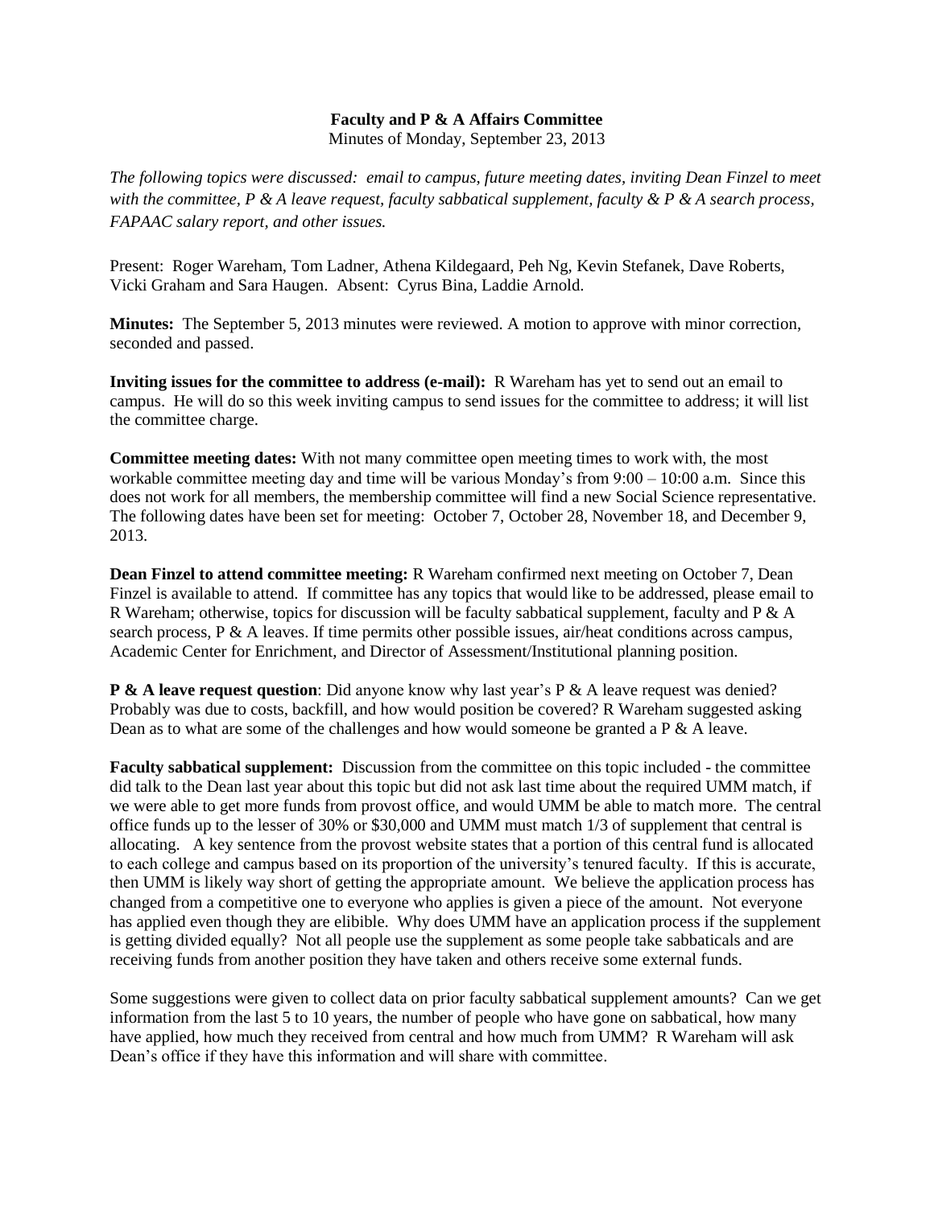**Faculty and P & A Affairs Committee**

Minutes of Monday, September 23, 2013

*The following topics were discussed: email to campus, future meeting dates, inviting Dean Finzel to meet with the committee, P & A leave request, faculty sabbatical supplement, faculty & P & A search process, FAPAAC salary report, and other issues.*

Present: Roger Wareham, Tom Ladner, Athena Kildegaard, Peh Ng, Kevin Stefanek, Dave Roberts, Vicki Graham and Sara Haugen. Absent: Cyrus Bina, Laddie Arnold.

**Minutes:** The September 5, 2013 minutes were reviewed. A motion to approve with minor correction, seconded and passed.

**Inviting issues for the committee to address (e-mail):** R Wareham has yet to send out an email to campus. He will do so this week inviting campus to send issues for the committee to address; it will list the committee charge.

**Committee meeting dates:** With not many committee open meeting times to work with, the most workable committee meeting day and time will be various Monday's from 9:00 – 10:00 a.m. Since this does not work for all members, the membership committee will find a new Social Science representative. The following dates have been set for meeting: October 7, October 28, November 18, and December 9, 2013.

**Dean Finzel to attend committee meeting:** R Wareham confirmed next meeting on October 7, Dean Finzel is available to attend. If committee has any topics that would like to be addressed, please email to R Wareham; otherwise, topics for discussion will be faculty sabbatical supplement, faculty and P & A search process, P & A leaves. If time permits other possible issues, air/heat conditions across campus, Academic Center for Enrichment, and Director of Assessment/Institutional planning position.

**P & A leave request question**: Did anyone know why last year's P & A leave request was denied? Probably was due to costs, backfill, and how would position be covered? R Wareham suggested asking Dean as to what are some of the challenges and how would someone be granted a P & A leave.

**Faculty sabbatical supplement:** Discussion from the committee on this topic included - the committee did talk to the Dean last year about this topic but did not ask last time about the required UMM match, if we were able to get more funds from provost office, and would UMM be able to match more. The central office funds up to the lesser of 30% or $30,000 and UMM must match 1/3 of supplement that central is allocating. A key sentence from the provost website states that a portion of this central fund is allocated to each college and campus based on its proportion of the university's tenured faculty. If this is accurate, then UMM is likely way short of getting the appropriate amount. We believe the application process has changed from a competitive one to everyone who applies is given a piece of the amount. Not everyone has applied even though they are elibible. Why does UMM have an application process if the supplement is getting divided equally? Not all people use the supplement as some people take sabbaticals and are receiving funds from another position they have taken and others receive some external funds.

Some suggestions were given to collect data on prior faculty sabbatical supplement amounts? Can we get information from the last 5 to 10 years, the number of people who have gone on sabbatical, how many have applied, how much they received from central and how much from UMM? R Wareham will ask Dean's office if they have this information and will share with committee.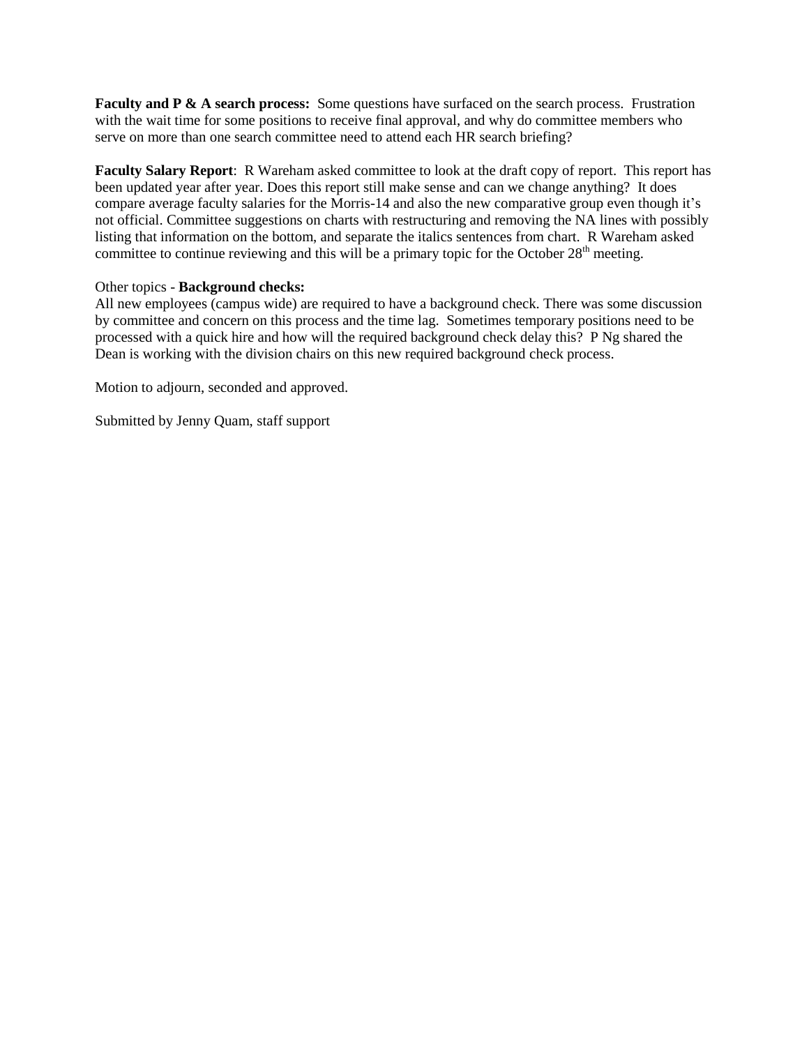**Faculty and P & A search process:** Some questions have surfaced on the search process. Frustration with the wait time for some positions to receive final approval, and why do committee members who serve on more than one search committee need to attend each HR search briefing?

**Faculty Salary Report**: R Wareham asked committee to look at the draft copy of report. This report has been updated year after year. Does this report still make sense and can we change anything? It does compare average faculty salaries for the Morris-14 and also the new comparative group even though it's not official. Committee suggestions on charts with restructuring and removing the NA lines with possibly listing that information on the bottom, and separate the italics sentences from chart. R Wareham asked committee to continue reviewing and this will be a primary topic for the October 28th meeting.

Other topics - **Background checks:**
All new employees (campus wide) are required to have a background check. There was some discussion by committee and concern on this process and the time lag. Sometimes temporary positions need to be processed with a quick hire and how will the required background check delay this? P Ng shared the Dean is working with the division chairs on this new required background check process.

Motion to adjourn, seconded and approved.

Submitted by Jenny Quam, staff support